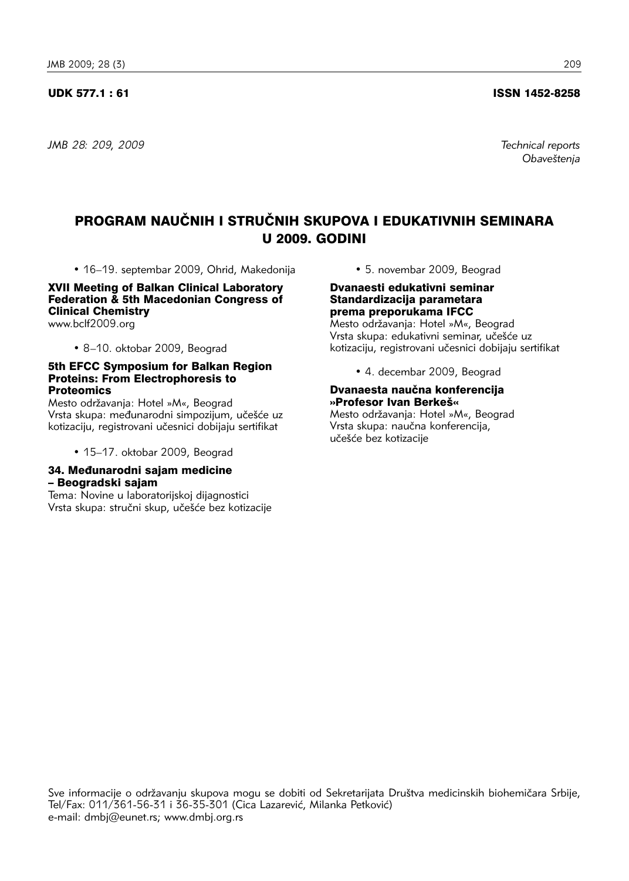UDK 577.1 : 61 ISSN 1452-8258

*JMB 28: 209, 2009*

*Technical reports*
*Obaveštenja*

# PROGRAM NAUČNIH I STRUČNIH SKUPOVA I EDUKATIVNIH SEMINARA U 2009. GODINI

• 16–19. septembar 2009, Ohrid, Makedonija

**XVII Meeting of Balkan Clinical Laboratory Federation & 5th Macedonian Congress of Clinical Chemistry**
www.bclf2009.org

• 8–10. oktobar 2009, Beograd

**5th EFCC Symposium for Balkan Region Proteins: From Electrophoresis to Proteomics**
Mesto održavanja: Hotel »M«, Beograd
Vrsta skupa: međunarodni simpozijum, učešće uz kotizaciju, registrovani učesnici dobijaju sertifikat

• 15–17. oktobar 2009, Beograd

**34. Međunarodni sajam medicine – Beogradski sajam**
Tema: Novine u laboratorijskoj dijagnostici
Vrsta skupa: stručni skup, učešće bez kotizacije

• 5. novembar 2009, Beograd

**Dvanaesti edukativni seminar Standardizacija parametara prema preporukama IFCC**
Mesto održavanja: Hotel »M«, Beograd
Vrsta skupa: edukativni seminar, učešće uz kotizaciju, registrovani učesnici dobijaju sertifikat

• 4. decembar 2009, Beograd

**Dvanaesta naučna konferencija »Profesor Ivan Berkeš«**
Mesto održavanja: Hotel »M«, Beograd
Vrsta skupa: naučna konferencija, učešće bez kotizacije

Sve informacije o održavanju skupova mogu se dobiti od Sekretarijata Društva medicinskih biohemičara Srbije, Tel/Fax: 011/361-56-31 i 36-35-301 (Cica Lazarević, Milanka Petković)
e-mail: dmbj@eunet.rs; www.dmbj.org.rs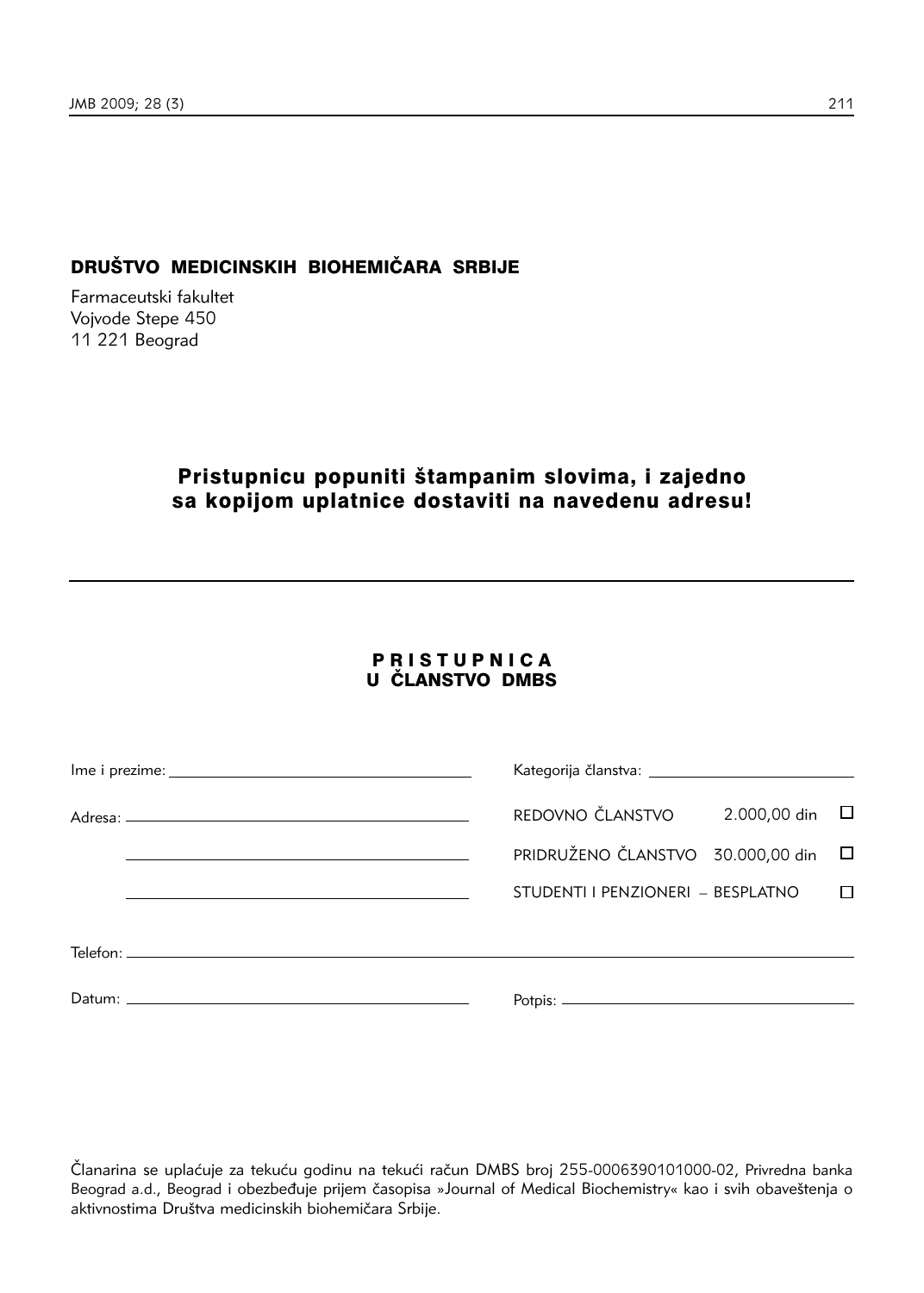**DRUŠTVO MEDICINSKIH BIOHEMIČARA SRBIJE**

Farmaceutski fakultet
Vojvode Stepe 450
11 221 Beograd

## Pristupnicu popuniti štampanim slovima, i zajedno sa kopijom uplatnice dostaviti na navedenu adresu!

---

# PRISTUPNICA U ČLANSTVO DMBS

Ime i prezime: ______________________________

Adresa: ______________________________

______________________________

______________________________

Kategorija članstva: ______________________________

REDOVNO ČLANSTVO 2.000,00 din ☐

PRIDRUŽENO ČLANSTVO 30.000,00 din ☐

STUDENTI I PENZIONERI – BESPLATNO ☐

Telefon: ______________________________

Datum: ______________________________

Potpis: ______________________________

Članarina se uplaćuje za tekuću godinu na tekući račun DMBS broj 255-0006390101000-02, Privredna banka Beograd a.d., Beograd i obezbeđuje prijem časopisa »Journal of Medical Biochemistry« kao i svih obaveštenja o aktivnostima Društva medicinskih biohemičara Srbije.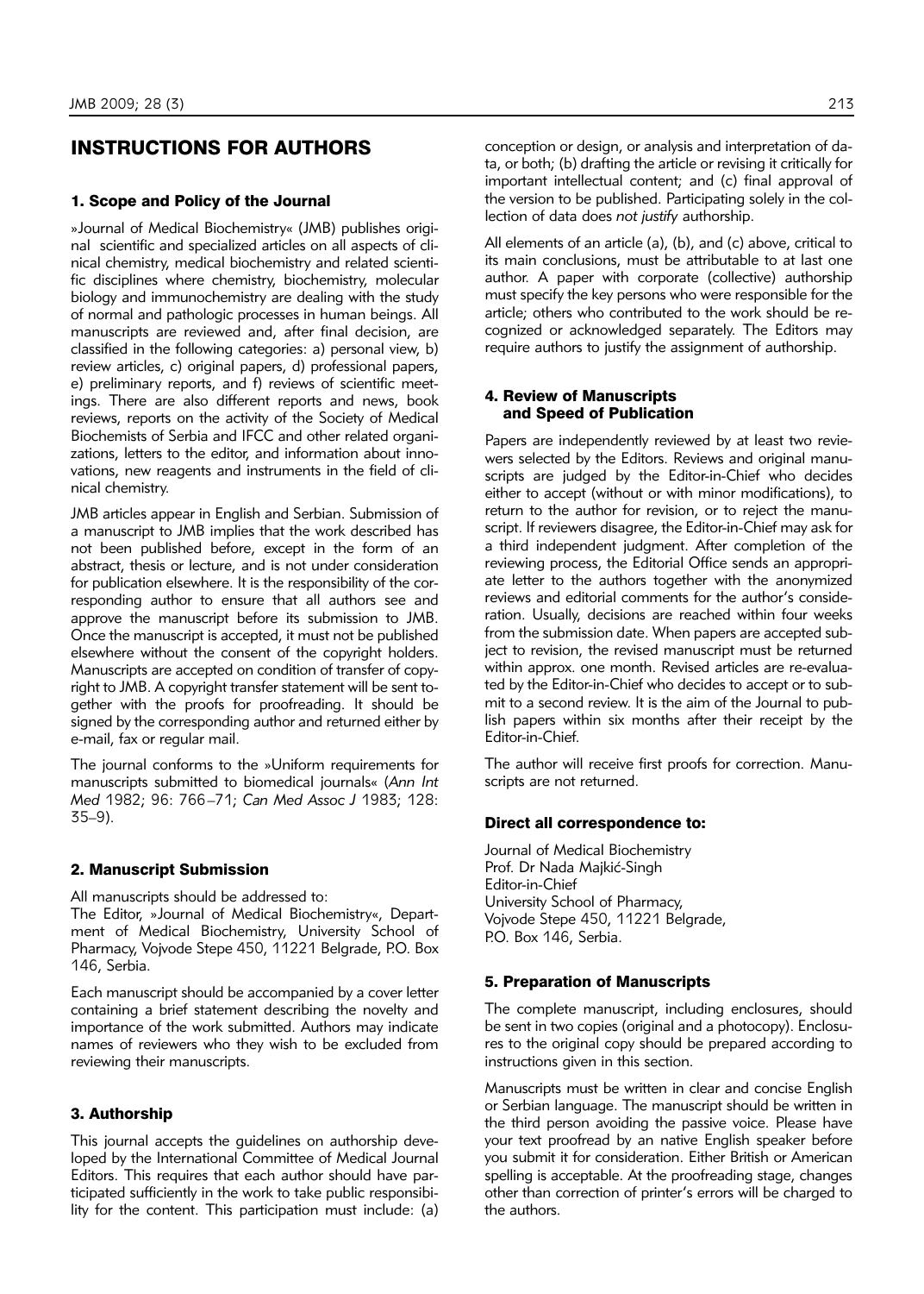# INSTRUCTIONS FOR AUTHORS

## 1. Scope and Policy of the Journal

»Journal of Medical Biochemistry« (JMB) publishes original scientific and specialized articles on all aspects of clinical chemistry, medical biochemistry and related scientific disciplines where chemistry, biochemistry, molecular biology and immunochemistry are dealing with the study of normal and pathologic processes in human beings. All manuscripts are reviewed and, after final decision, are classified in the following categories: a) personal view, b) review articles, c) original papers, d) professional papers, e) preliminary reports, and f) reviews of scientific meetings. There are also different reports and news, book reviews, reports on the activity of the Society of Medical Biochemists of Serbia and IFCC and other related organizations, letters to the editor, and information about innovations, new reagents and instruments in the field of clinical chemistry.

JMB articles appear in English and Serbian. Submission of a manuscript to JMB implies that the work described has not been published before, except in the form of an abstract, thesis or lecture, and is not under consideration for publication elsewhere. It is the responsibility of the corresponding author to ensure that all authors see and approve the manuscript before its submission to JMB. Once the manuscript is accepted, it must not be published elsewhere without the consent of the copyright holders. Manuscripts are accepted on condition of transfer of copyright to JMB. A copyright transfer statement will be sent together with the proofs for proofreading. It should be signed by the corresponding author and returned either by e-mail, fax or regular mail.

The journal conforms to the »Uniform requirements for manuscripts submitted to biomedical journals« (*Ann Int Med* 1982; 96: 766–71; *Can Med Assoc J* 1983; 128: 35–9).

## 2. Manuscript Submission

All manuscripts should be addressed to:
The Editor, »Journal of Medical Biochemistry«, Department of Medical Biochemistry, University School of Pharmacy, Vojvode Stepe 450, 11221 Belgrade, P.O. Box 146, Serbia.

Each manuscript should be accompanied by a cover letter containing a brief statement describing the novelty and importance of the work submitted. Authors may indicate names of reviewers who they wish to be excluded from reviewing their manuscripts.

## 3. Authorship

This journal accepts the guidelines on authorship developed by the International Committee of Medical Journal Editors. This requires that each author should have participated sufficiently in the work to take public responsibility for the content. This participation must include: (a) conception or design, or analysis and interpretation of data, or both; (b) drafting the article or revising it critically for important intellectual content; and (c) final approval of the version to be published. Participating solely in the collection of data does *not justify* authorship.

All elements of an article (a), (b), and (c) above, critical to its main conclusions, must be attributable to at last one author. A paper with corporate (collective) authorship must specify the key persons who were responsible for the article; others who contributed to the work should be recognized or acknowledged separately. The Editors may require authors to justify the assignment of authorship.

## 4. Review of Manuscripts and Speed of Publication

Papers are independently reviewed by at least two reviewers selected by the Editors. Reviews and original manuscripts are judged by the Editor-in-Chief who decides either to accept (without or with minor modifications), to return to the author for revision, or to reject the manuscript. If reviewers disagree, the Editor-in-Chief may ask for a third independent judgment. After completion of the reviewing process, the Editorial Office sends an appropriate letter to the authors together with the anonymized reviews and editorial comments for the author's consideration. Usually, decisions are reached within four weeks from the submission date. When papers are accepted subject to revision, the revised manuscript must be returned within approx. one month. Revised articles are re-evaluated by the Editor-in-Chief who decides to accept or to submit to a second review. It is the aim of the Journal to publish papers within six months after their receipt by the Editor-in-Chief.

The author will receive first proofs for correction. Manuscripts are not returned.

### Direct all correspondence to:

Journal of Medical Biochemistry
Prof. Dr Nada Majkić-Singh
Editor-in-Chief
University School of Pharmacy,
Vojvode Stepe 450, 11221 Belgrade,
P.O. Box 146, Serbia.

## 5. Preparation of Manuscripts

The complete manuscript, including enclosures, should be sent in two copies (original and a photocopy). Enclosures to the original copy should be prepared according to instructions given in this section.

Manuscripts must be written in clear and concise English or Serbian language. The manuscript should be written in the third person avoiding the passive voice. Please have your text proofread by an native English speaker before you submit it for consideration. Either British or American spelling is acceptable. At the proofreading stage, changes other than correction of printer's errors will be charged to the authors.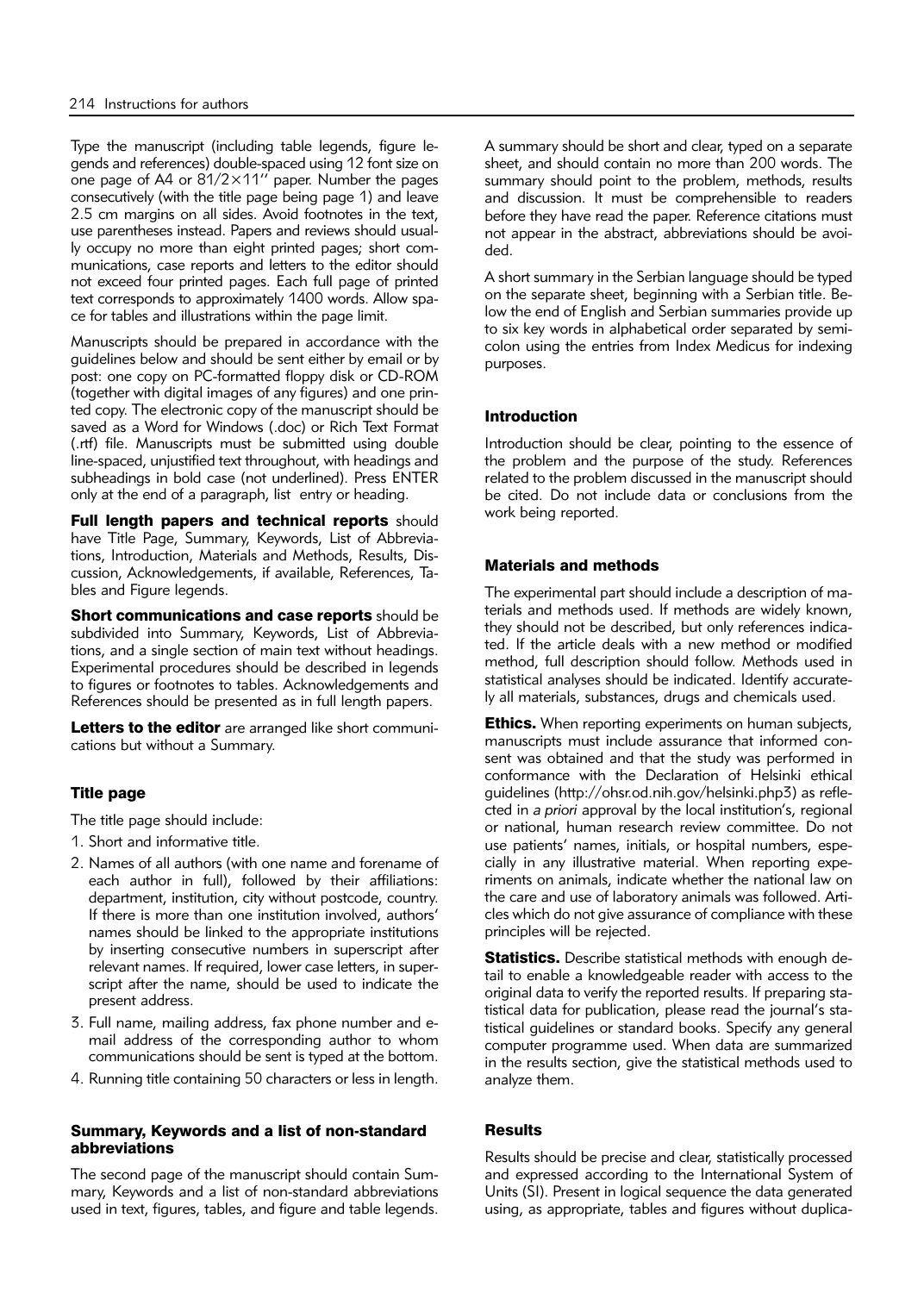Type the manuscript (including table legends, figure legends and references) double-spaced using 12 font size on one page of A4 or 81/2×11'' paper. Number the pages consecutively (with the title page being page 1) and leave 2.5 cm margins on all sides. Avoid footnotes in the text, use parentheses instead. Papers and reviews should usually occupy no more than eight printed pages; short communications, case reports and letters to the editor should not exceed four printed pages. Each full page of printed text corresponds to approximately 1400 words. Allow space for tables and illustrations within the page limit.

Manuscripts should be prepared in accordance with the guidelines below and should be sent either by email or by post: one copy on PC-formatted floppy disk or CD-ROM (together with digital images of any figures) and one printed copy. The electronic copy of the manuscript should be saved as a Word for Windows (.doc) or Rich Text Format (.rtf) file. Manuscripts must be submitted using double line-spaced, unjustified text throughout, with headings and subheadings in bold case (not underlined). Press ENTER only at the end of a paragraph, list entry or heading.

**Full length papers and technical reports** should have Title Page, Summary, Keywords, List of Abbreviations, Introduction, Materials and Methods, Results, Discussion, Acknowledgements, if available, References, Tables and Figure legends.

**Short communications and case reports** should be subdivided into Summary, Keywords, List of Abbreviations, and a single section of main text without headings. Experimental procedures should be described in legends to figures or footnotes to tables. Acknowledgements and References should be presented as in full length papers.

**Letters to the editor** are arranged like short communications but without a Summary.

## Title page

The title page should include:

1. Short and informative title.
2. Names of all authors (with one name and forename of each author in full), followed by their affiliations: department, institution, city without postcode, country. If there is more than one institution involved, authors' names should be linked to the appropriate institutions by inserting consecutive numbers in superscript after relevant names. If required, lower case letters, in superscript after the name, should be used to indicate the present address.
3. Full name, mailing address, fax phone number and e-mail address of the corresponding author to whom communications should be sent is typed at the bottom.
4. Running title containing 50 characters or less in length.

## Summary, Keywords and a list of non-standard abbreviations

The second page of the manuscript should contain Summary, Keywords and a list of non-standard abbreviations used in text, figures, tables, and figure and table legends.

A summary should be short and clear, typed on a separate sheet, and should contain no more than 200 words. The summary should point to the problem, methods, results and discussion. It must be comprehensible to readers before they have read the paper. Reference citations must not appear in the abstract, abbreviations should be avoided.

A short summary in the Serbian language should be typed on the separate sheet, beginning with a Serbian title. Below the end of English and Serbian summaries provide up to six key words in alphabetical order separated by semicolon using the entries from Index Medicus for indexing purposes.

## Introduction

Introduction should be clear, pointing to the essence of the problem and the purpose of the study. References related to the problem discussed in the manuscript should be cited. Do not include data or conclusions from the work being reported.

## Materials and methods

The experimental part should include a description of materials and methods used. If methods are widely known, they should not be described, but only references indicated. If the article deals with a new method or modified method, full description should follow. Methods used in statistical analyses should be indicated. Identify accurately all materials, substances, drugs and chemicals used.

**Ethics.** When reporting experiments on human subjects, manuscripts must include assurance that informed consent was obtained and that the study was performed in conformance with the Declaration of Helsinki ethical guidelines (http://ohsr.od.nih.gov/helsinki.php3) as reflected in *a priori* approval by the local institution's, regional or national, human research review committee. Do not use patients' names, initials, or hospital numbers, especially in any illustrative material. When reporting experiments on animals, indicate whether the national law on the care and use of laboratory animals was followed. Articles which do not give assurance of compliance with these principles will be rejected.

**Statistics.** Describe statistical methods with enough detail to enable a knowledgeable reader with access to the original data to verify the reported results. If preparing statistical data for publication, please read the journal's statistical guidelines or standard books. Specify any general computer programme used. When data are summarized in the results section, give the statistical methods used to analyze them.

## Results

Results should be precise and clear, statistically processed and expressed according to the International System of Units (SI). Present in logical sequence the data generated using, as appropriate, tables and figures without duplica-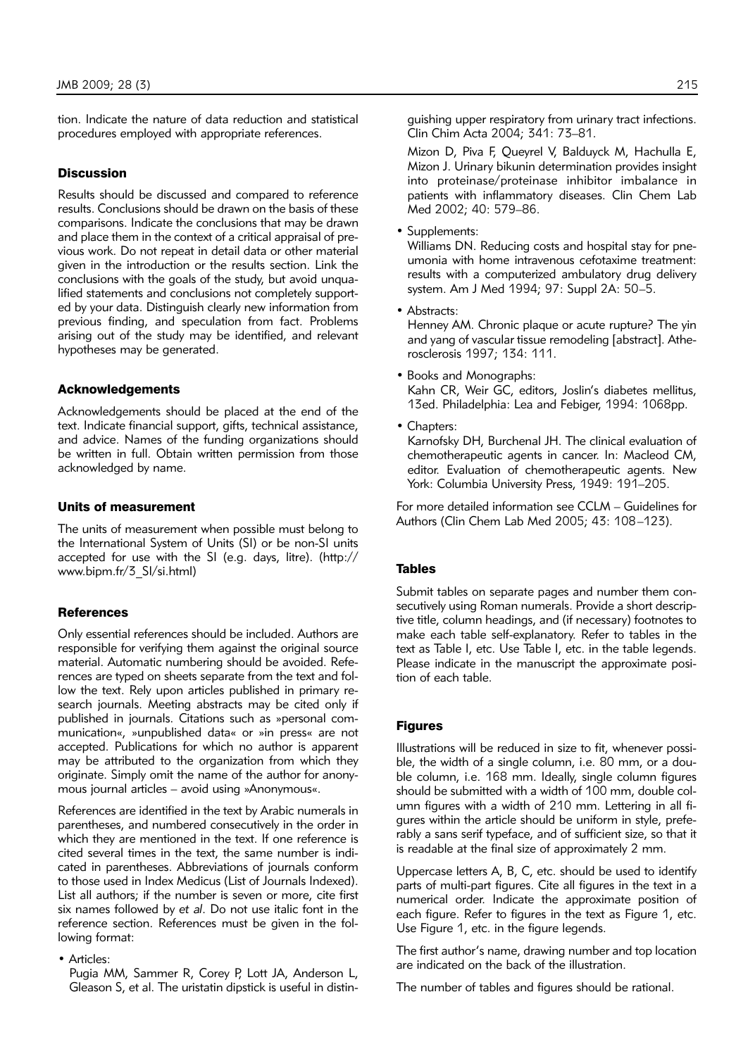tion. Indicate the nature of data reduction and statistical procedures employed with appropriate references.

### Discussion

Results should be discussed and compared to reference results. Conclusions should be drawn on the basis of these comparisons. Indicate the conclusions that may be drawn and place them in the context of a critical appraisal of previous work. Do not repeat in detail data or other material given in the introduction or the results section. Link the conclusions with the goals of the study, but avoid unqualified statements and conclusions not completely supported by your data. Distinguish clearly new information from previous finding, and speculation from fact. Problems arising out of the study may be identified, and relevant hypotheses may be generated.

### Acknowledgements

Acknowledgements should be placed at the end of the text. Indicate financial support, gifts, technical assistance, and advice. Names of the funding organizations should be written in full. Obtain written permission from those acknowledged by name.

### Units of measurement

The units of measurement when possible must belong to the International System of Units (SI) or be non-SI units accepted for use with the SI (e.g. days, litre). (http://www.bipm.fr/3_SI/si.html)

### References

Only essential references should be included. Authors are responsible for verifying them against the original source material. Automatic numbering should be avoided. References are typed on sheets separate from the text and follow the text. Rely upon articles published in primary research journals. Meeting abstracts may be cited only if published in journals. Citations such as »personal communication«, »unpublished data« or »in press« are not accepted. Publications for which no author is apparent may be attributed to the organization from which they originate. Simply omit the name of the author for anonymous journal articles – avoid using »Anonymous«.

References are identified in the text by Arabic numerals in parentheses, and numbered consecutively in the order in which they are mentioned in the text. If one reference is cited several times in the text, the same number is indicated in parentheses. Abbreviations of journals conform to those used in Index Medicus (List of Journals Indexed). List all authors; if the number is seven or more, cite first six names followed by *et al*. Do not use italic font in the reference section. References must be given in the following format:

- Articles:
  Pugia MM, Sammer R, Corey P, Lott JA, Anderson L, Gleason S, et al. The uristatin dipstick is useful in distinguishing upper respiratory from urinary tract infections. Clin Chim Acta 2004; 341: 73–81.

  Mizon D, Piva F, Queyrel V, Balduyck M, Hachulla E, Mizon J. Urinary bikunin determination provides insight into proteinase/proteinase inhibitor imbalance in patients with inflammatory diseases. Clin Chem Lab Med 2002; 40: 579–86.

- Supplements:
  Williams DN. Reducing costs and hospital stay for pneumonia with home intravenous cefotaxime treatment: results with a computerized ambulatory drug delivery system. Am J Med 1994; 97: Suppl 2A: 50–5.

- Abstracts:
  Henney AM. Chronic plaque or acute rupture? The yin and yang of vascular tissue remodeling [abstract]. Atherosclerosis 1997; 134: 111.

- Books and Monographs:
  Kahn CR, Weir GC, editors, Joslin's diabetes mellitus, 13ed. Philadelphia: Lea and Febiger, 1994: 1068pp.

- Chapters:
  Karnofsky DH, Burchenal JH. The clinical evaluation of chemotherapeutic agents in cancer. In: Macleod CM, editor. Evaluation of chemotherapeutic agents. New York: Columbia University Press, 1949: 191–205.

For more detailed information see CCLM – Guidelines for Authors (Clin Chem Lab Med 2005; 43: 108–123).

### Tables

Submit tables on separate pages and number them consecutively using Roman numerals. Provide a short descriptive title, column headings, and (if necessary) footnotes to make each table self-explanatory. Refer to tables in the text as Table I, etc. Use Table I, etc. in the table legends. Please indicate in the manuscript the approximate position of each table.

### Figures

Illustrations will be reduced in size to fit, whenever possible, the width of a single column, i.e. 80 mm, or a double column, i.e. 168 mm. Ideally, single column figures should be submitted with a width of 100 mm, double column figures with a width of 210 mm. Lettering in all figures within the article should be uniform in style, preferably a sans serif typeface, and of sufficient size, so that it is readable at the final size of approximately 2 mm.

Uppercase letters A, B, C, etc. should be used to identify parts of multi-part figures. Cite all figures in the text in a numerical order. Indicate the approximate position of each figure. Refer to figures in the text as Figure 1, etc. Use Figure 1, etc. in the figure legends.

The first author's name, drawing number and top location are indicated on the back of the illustration.

The number of tables and figures should be rational.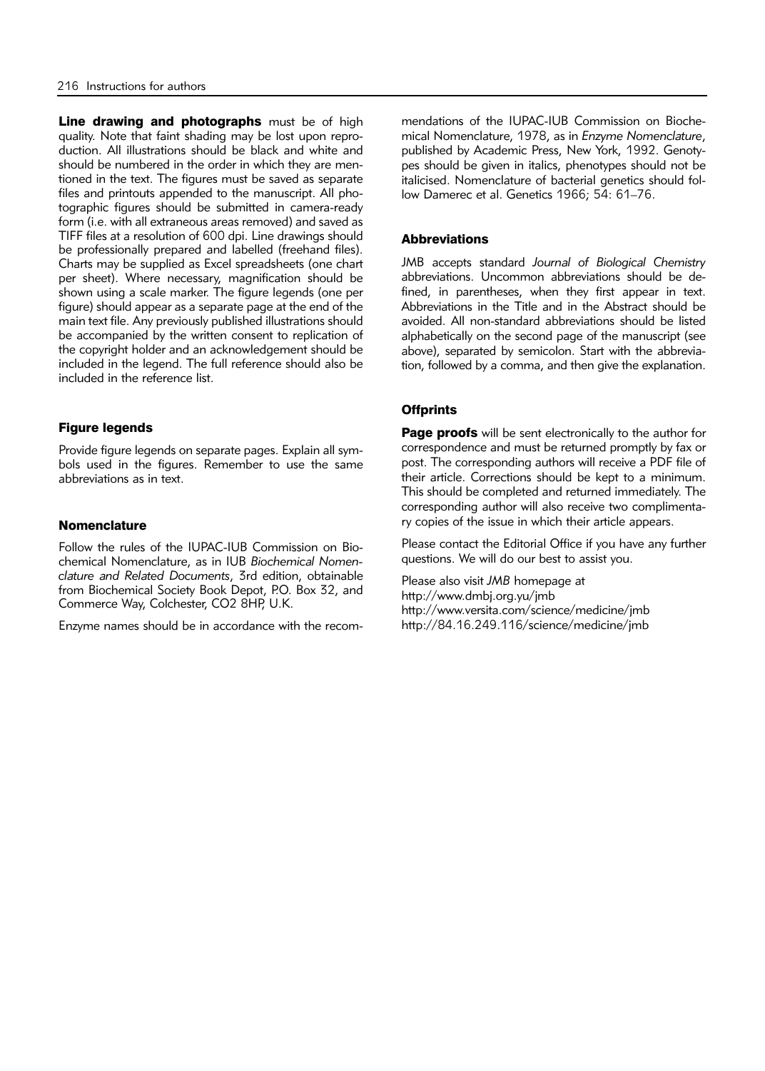**Line drawing and photographs** must be of high quality. Note that faint shading may be lost upon reproduction. All illustrations should be black and white and should be numbered in the order in which they are mentioned in the text. The figures must be saved as separate files and printouts appended to the manuscript. All photographic figures should be submitted in camera-ready form (i.e. with all extraneous areas removed) and saved as TIFF files at a resolution of 600 dpi. Line drawings should be professionally prepared and labelled (freehand files). Charts may be supplied as Excel spreadsheets (one chart per sheet). Where necessary, magnification should be shown using a scale marker. The figure legends (one per figure) should appear as a separate page at the end of the main text file. Any previously published illustrations should be accompanied by the written consent to replication of the copyright holder and an acknowledgement should be included in the legend. The full reference should also be included in the reference list.

### Figure legends

Provide figure legends on separate pages. Explain all symbols used in the figures. Remember to use the same abbreviations as in text.

### Nomenclature

Follow the rules of the IUPAC-IUB Commission on Biochemical Nomenclature, as in IUB *Biochemical Nomenclature and Related Documents*, 3rd edition, obtainable from Biochemical Society Book Depot, P.O. Box 32, and Commerce Way, Colchester, CO2 8HP, U.K.

Enzyme names should be in accordance with the recommendations of the IUPAC-IUB Commission on Biochemical Nomenclature, 1978, as in *Enzyme Nomenclature*, published by Academic Press, New York, 1992. Genotypes should be given in italics, phenotypes should not be italicised. Nomenclature of bacterial genetics should follow Damerec et al. Genetics 1966; 54: 61–76.

### Abbreviations

JMB accepts standard *Journal of Biological Chemistry* abbreviations. Uncommon abbreviations should be defined, in parentheses, when they first appear in text. Abbreviations in the Title and in the Abstract should be avoided. All non-standard abbreviations should be listed alphabetically on the second page of the manuscript (see above), separated by semicolon. Start with the abbreviation, followed by a comma, and then give the explanation.

### Offprints

**Page proofs** will be sent electronically to the author for correspondence and must be returned promptly by fax or post. The corresponding authors will receive a PDF file of their article. Corrections should be kept to a minimum. This should be completed and returned immediately. The corresponding author will also receive two complimentary copies of the issue in which their article appears.

Please contact the Editorial Office if you have any further questions. We will do our best to assist you.

Please also visit *JMB* homepage at
http://www.dmbj.org.yu/jmb
http://www.versita.com/science/medicine/jmb
http://84.16.249.116/science/medicine/jmb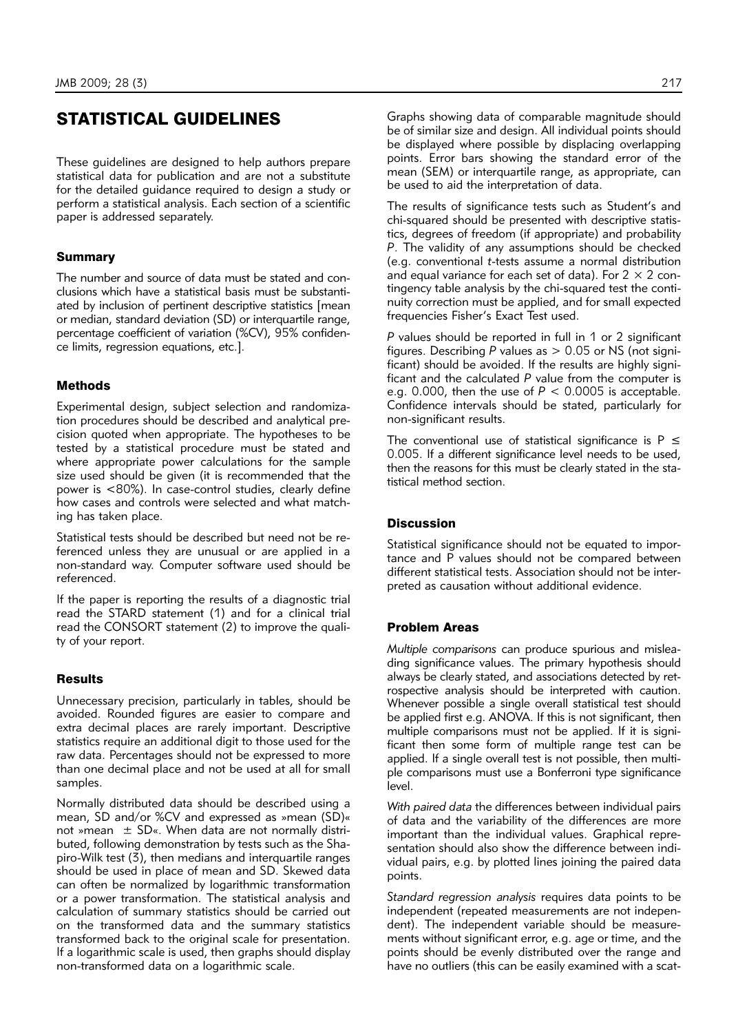# STATISTICAL GUIDELINES

These guidelines are designed to help authors prepare statistical data for publication and are not a substitute for the detailed guidance required to design a study or perform a statistical analysis. Each section of a scientific paper is addressed separately.

## Summary

The number and source of data must be stated and conclusions which have a statistical basis must be substantiated by inclusion of pertinent descriptive statistics [mean or median, standard deviation (SD) or interquartile range, percentage coefficient of variation (%CV), 95% confidence limits, regression equations, etc.].

## Methods

Experimental design, subject selection and randomization procedures should be described and analytical precision quoted when appropriate. The hypotheses to be tested by a statistical procedure must be stated and where appropriate power calculations for the sample size used should be given (it is recommended that the power is <80%). In case-control studies, clearly define how cases and controls were selected and what matching has taken place.

Statistical tests should be described but need not be referenced unless they are unusual or are applied in a non-standard way. Computer software used should be referenced.

If the paper is reporting the results of a diagnostic trial read the STARD statement (1) and for a clinical trial read the CONSORT statement (2) to improve the quality of your report.

## Results

Unnecessary precision, particularly in tables, should be avoided. Rounded figures are easier to compare and extra decimal places are rarely important. Descriptive statistics require an additional digit to those used for the raw data. Percentages should not be expressed to more than one decimal place and not be used at all for small samples.

Normally distributed data should be described using a mean, SD and/or %CV and expressed as »mean (SD)« not »mean $\pm$ SD«. When data are not normally distributed, following demonstration by tests such as the Shapiro-Wilk test (3), then medians and interquartile ranges should be used in place of mean and SD. Skewed data can often be normalized by logarithmic transformation or a power transformation. The statistical analysis and calculation of summary statistics should be carried out on the transformed data and the summary statistics transformed back to the original scale for presentation. If a logarithmic scale is used, then graphs should display non-transformed data on a logarithmic scale.

Graphs showing data of comparable magnitude should be of similar size and design. All individual points should be displayed where possible by displacing overlapping points. Error bars showing the standard error of the mean (SEM) or interquartile range, as appropriate, can be used to aid the interpretation of data.

The results of significance tests such as Student's and chi-squared should be presented with descriptive statistics, degrees of freedom (if appropriate) and probability *P*. The validity of any assumptions should be checked (e.g. conventional *t*-tests assume a normal distribution and equal variance for each set of data). For $2 \times 2$ contingency table analysis by the chi-squared test the continuity correction must be applied, and for small expected frequencies Fisher's Exact Test used.

*P* values should be reported in full in 1 or 2 significant figures. Describing *P* values as $> 0.05$ or NS (not significant) should be avoided. If the results are highly significant and the calculated *P* value from the computer is e.g. 0.000, then the use of $P < 0.0005$ is acceptable. Confidence intervals should be stated, particularly for non-significant results.

The conventional use of statistical significance is $P \leq 0.005$. If a different significance level needs to be used, then the reasons for this must be clearly stated in the statistical method section.

## Discussion

Statistical significance should not be equated to importance and P values should not be compared between different statistical tests. Association should not be interpreted as causation without additional evidence.

## Problem Areas

*Multiple comparisons* can produce spurious and misleading significance values. The primary hypothesis should always be clearly stated, and associations detected by retrospective analysis should be interpreted with caution. Whenever possible a single overall statistical test should be applied first e.g. ANOVA. If this is not significant, then multiple comparisons must not be applied. If it is significant then some form of multiple range test can be applied. If a single overall test is not possible, then multiple comparisons must use a Bonferroni type significance level.

*With paired data* the differences between individual pairs of data and the variability of the differences are more important than the individual values. Graphical representation should also show the difference between individual pairs, e.g. by plotted lines joining the paired data points.

*Standard regression analysis* requires data points to be independent (repeated measurements are not independent). The independent variable should be measurements without significant error, e.g. age or time, and the points should be evenly distributed over the range and have no outliers (this can be easily examined with a scat-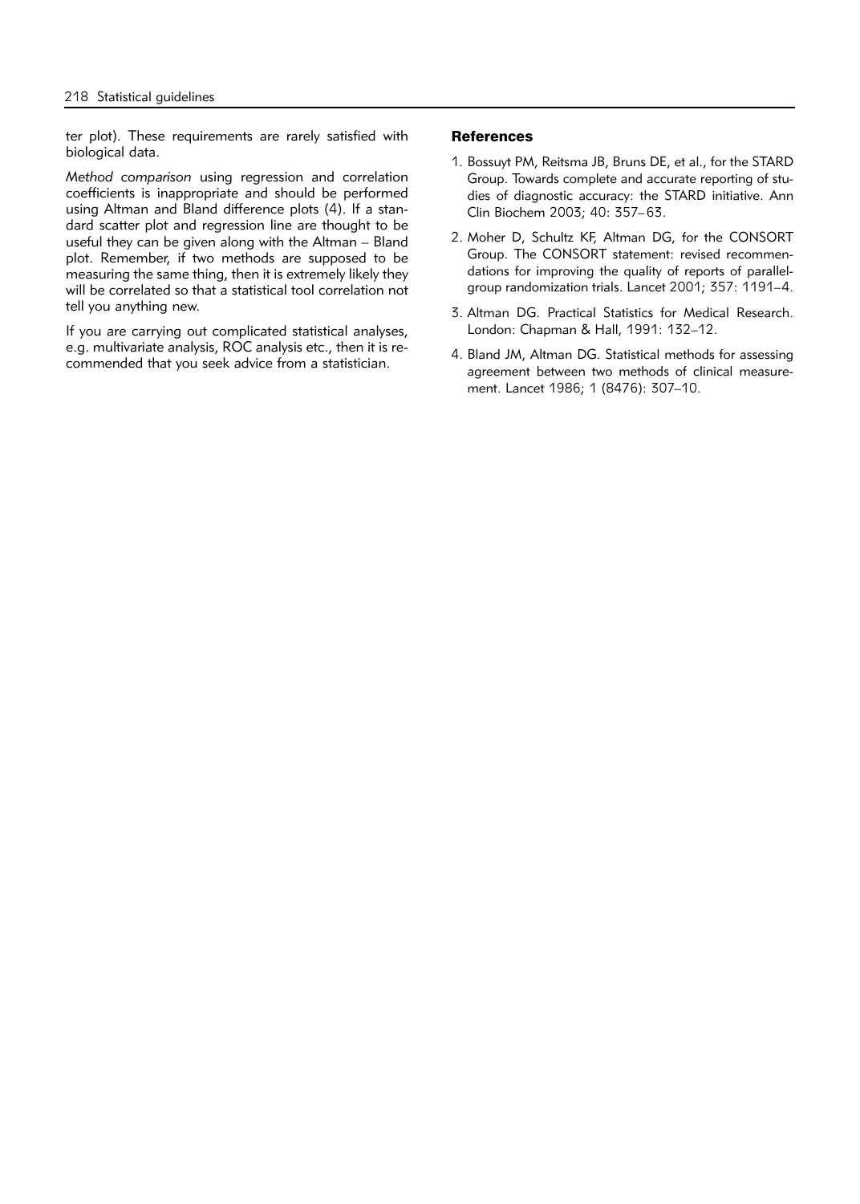ter plot). These requirements are rarely satisfied with biological data.

*Method comparison* using regression and correlation coefficients is inappropriate and should be performed using Altman and Bland difference plots (4). If a standard scatter plot and regression line are thought to be useful they can be given along with the Altman – Bland plot. Remember, if two methods are supposed to be measuring the same thing, then it is extremely likely they will be correlated so that a statistical tool correlation not tell you anything new.

If you are carrying out complicated statistical analyses, e.g. multivariate analysis, ROC analysis etc., then it is recommended that you seek advice from a statistician.

## References

1. Bossuyt PM, Reitsma JB, Bruns DE, et al., for the STARD Group. Towards complete and accurate reporting of studies of diagnostic accuracy: the STARD initiative. Ann Clin Biochem 2003; 40: 357–63.
2. Moher D, Schultz KF, Altman DG, for the CONSORT Group. The CONSORT statement: revised recommendations for improving the quality of reports of parallel-group randomization trials. Lancet 2001; 357: 1191–4.
3. Altman DG. Practical Statistics for Medical Research. London: Chapman & Hall, 1991: 132–12.
4. Bland JM, Altman DG. Statistical methods for assessing agreement between two methods of clinical measurement. Lancet 1986; 1 (8476): 307–10.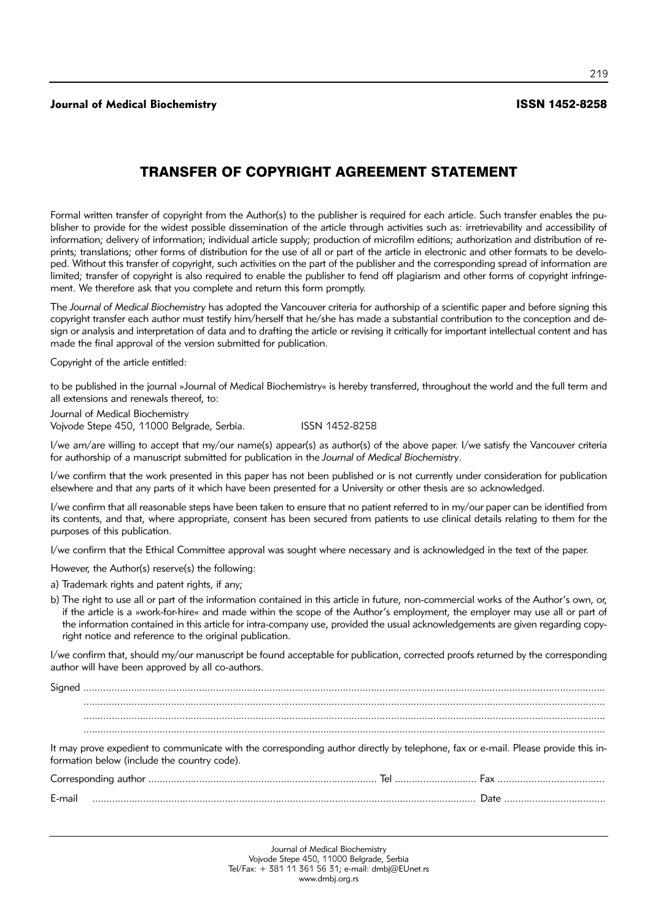Journal of Medical Biochemistry **ISSN 1452-8258**

# TRANSFER OF COPYRIGHT AGREEMENT STATEMENT

Formal written transfer of copyright from the Author(s) to the publisher is required for each article. Such transfer enables the publisher to provide for the widest possible dissemination of the article through activities such as: irretrievability and accessibility of information; delivery of information; individual article supply; production of microfilm editions; authorization and distribution of reprints; translations; other forms of distribution for the use of all or part of the article in electronic and other formats to be developed. Without this transfer of copyright, such activities on the part of the publisher and the corresponding spread of information are limited; transfer of copyright is also required to enable the publisher to fend off plagiarism and other forms of copyright infringement. We therefore ask that you complete and return this form promptly.

The *Journal of Medical Biochemistry* has adopted the Vancouver criteria for authorship of a scientific paper and before signing this copyright transfer each author must testify him/herself that he/she has made a substantial contribution to the conception and design or analysis and interpretation of data and to drafting the article or revising it critically for important intellectual content and has made the final approval of the version submitted for publication.

Copyright of the article entitled:

to be published in the journal »Journal of Medical Biochemistry« is hereby transferred, throughout the world and the full term and all extensions and renewals thereof, to:

Journal of Medical Biochemistry
Vojvode Stepe 450, 11000 Belgrade, Serbia. ISSN 1452-8258

I/we am/are willing to accept that my/our name(s) appear(s) as author(s) of the above paper. I/we satisfy the Vancouver criteria for authorship of a manuscript submitted for publication in the *Journal of Medical Biochemistry*.

I/we confirm that the work presented in this paper has not been published or is not currently under consideration for publication elsewhere and that any parts of it which have been presented for a University or other thesis are so acknowledged.

I/we confirm that all reasonable steps have been taken to ensure that no patient referred to in my/our paper can be identified from its contents, and that, where appropriate, consent has been secured from patients to use clinical details relating to them for the purposes of this publication.

I/we confirm that the Ethical Committee approval was sought where necessary and is acknowledged in the text of the paper.

However, the Author(s) reserve(s) the following:

a) Trademark rights and patent rights, if any;

b) The right to use all or part of the information contained in this article in future, non-commercial works of the Author's own, or, if the article is a »work-for-hire« and made within the scope of the Author's employment, the employer may use all or part of the information contained in this article for intra-company use, provided the usual acknowledgements are given regarding copyright notice and reference to the original publication.

I/we confirm that, should my/our manuscript be found acceptable for publication, corrected proofs returned by the corresponding author will have been approved by all co-authors.

Signed ..............................................................................................................................................

..............................................................................................................................................

..............................................................................................................................................

..............................................................................................................................................

It may prove expedient to communicate with the corresponding author directly by telephone, fax or e-mail. Please provide this information below (include the country code).

Corresponding author ................................................................................ Tel ............................ Fax ......................................

E-mail ...................................................................................................................................... Date ....................................

Journal of Medical Biochemistry
Vojvode Stepe 450, 11000 Belgrade, Serbia
Tel/Fax: + 381 11 361 56 31; e-mail: dmbj@EUnet.rs
www.dmbj.org.rs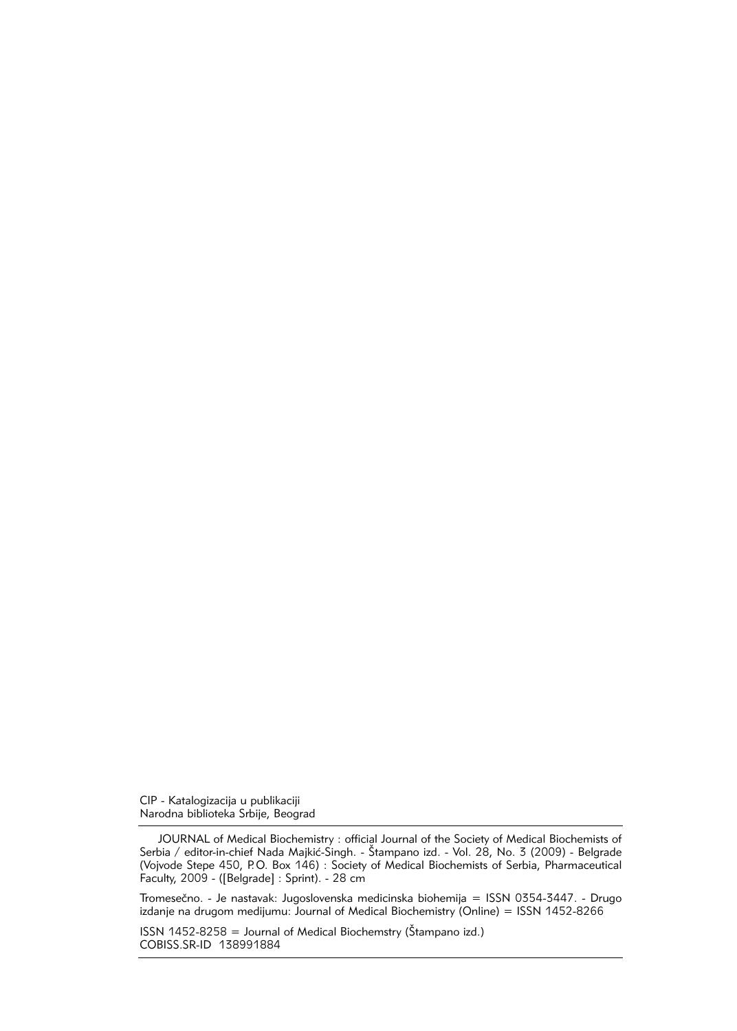CIP - Katalogizacija u publikaciji
Narodna biblioteka Srbije, Beograd

---

JOURNAL of Medical Biochemistry : official Journal of the Society of Medical Biochemists of Serbia / editor-in-chief Nada Majkić-Singh. - Štampano izd. - Vol. 28, No. 3 (2009) - Belgrade (Vojvode Stepe 450, P.O. Box 146) : Society of Medical Biochemists of Serbia, Pharmaceutical Faculty, 2009 - ([Belgrade] : Sprint). - 28 cm

Tromesečno. - Je nastavak: Jugoslovenska medicinska biohemija = ISSN 0354-3447. - Drugo izdanje na drugom medijumu: Journal of Medical Biochemistry (Online) = ISSN 1452-8266

ISSN 1452-8258 = Journal of Medical Biochemstry (Štampano izd.)
COBISS.SR-ID 138991884

---